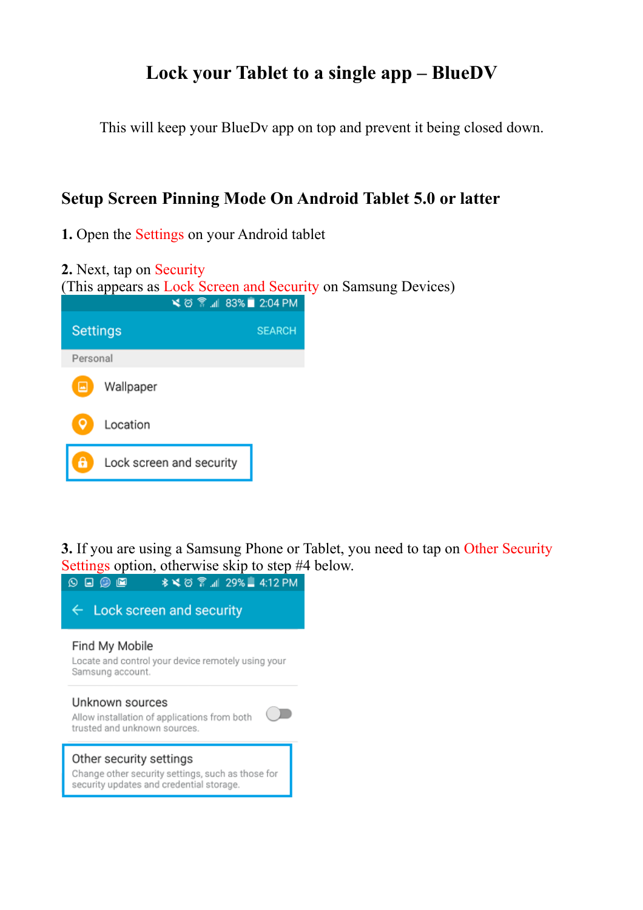# Lock your Tablet to a single app – BlueDV

This will keep your BlueDv app on top and prevent it being closed down.

## Setup Screen Pinning Mode On Android Tablet 5.0 or latter

**1.** Open the Settings on your Android tablet

**2.** Next, tap on Security
(This appears as Lock Screen and Security on Samsung Devices)

**3.** If you are using a Samsung Phone or Tablet, you need to tap on Other Security Settings option, otherwise skip to step #4 below.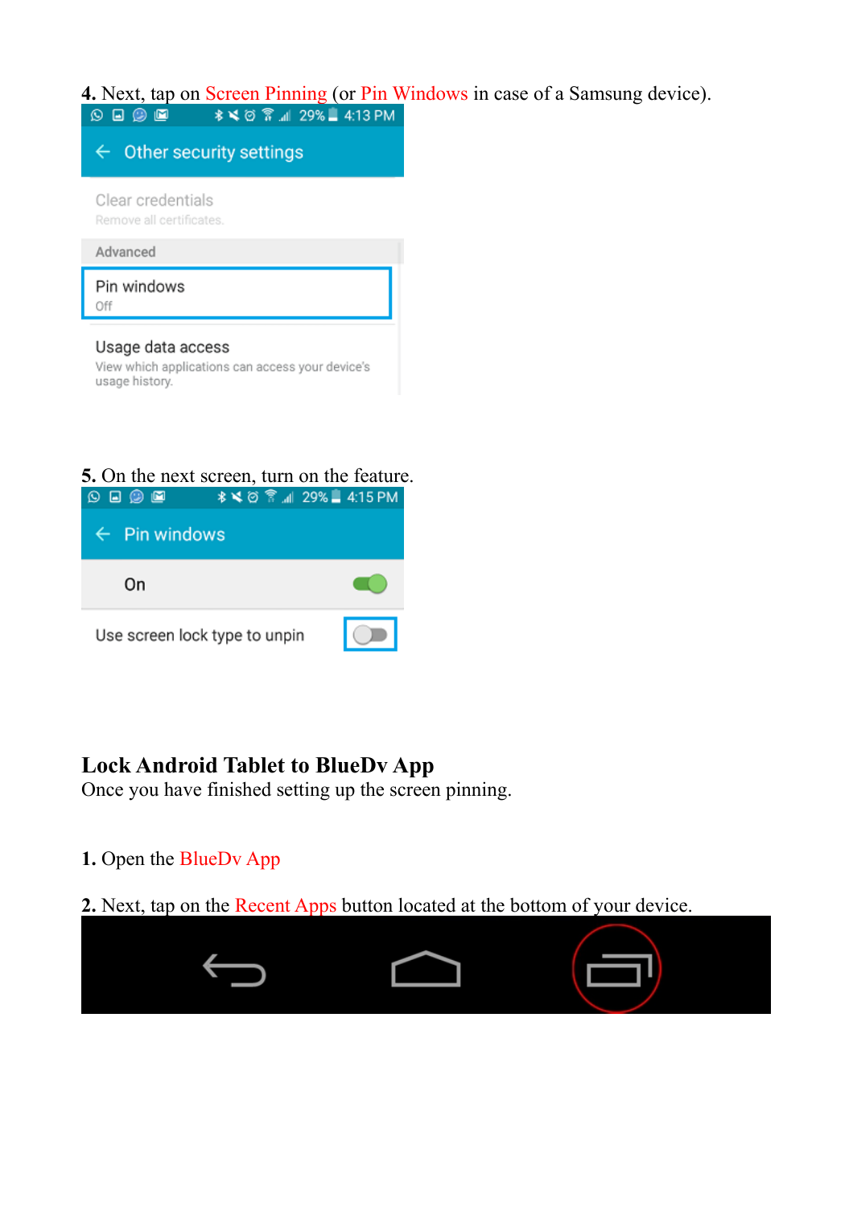**4.** Next, tap on Screen Pinning (or Pin Windows in case of a Samsung device).

**5.** On the next screen, turn on the feature.

## Lock Android Tablet to BlueDv App

Once you have finished setting up the screen pinning.

**1.** Open the BlueDv App

**2.** Next, tap on the Recent Apps button located at the bottom of your device.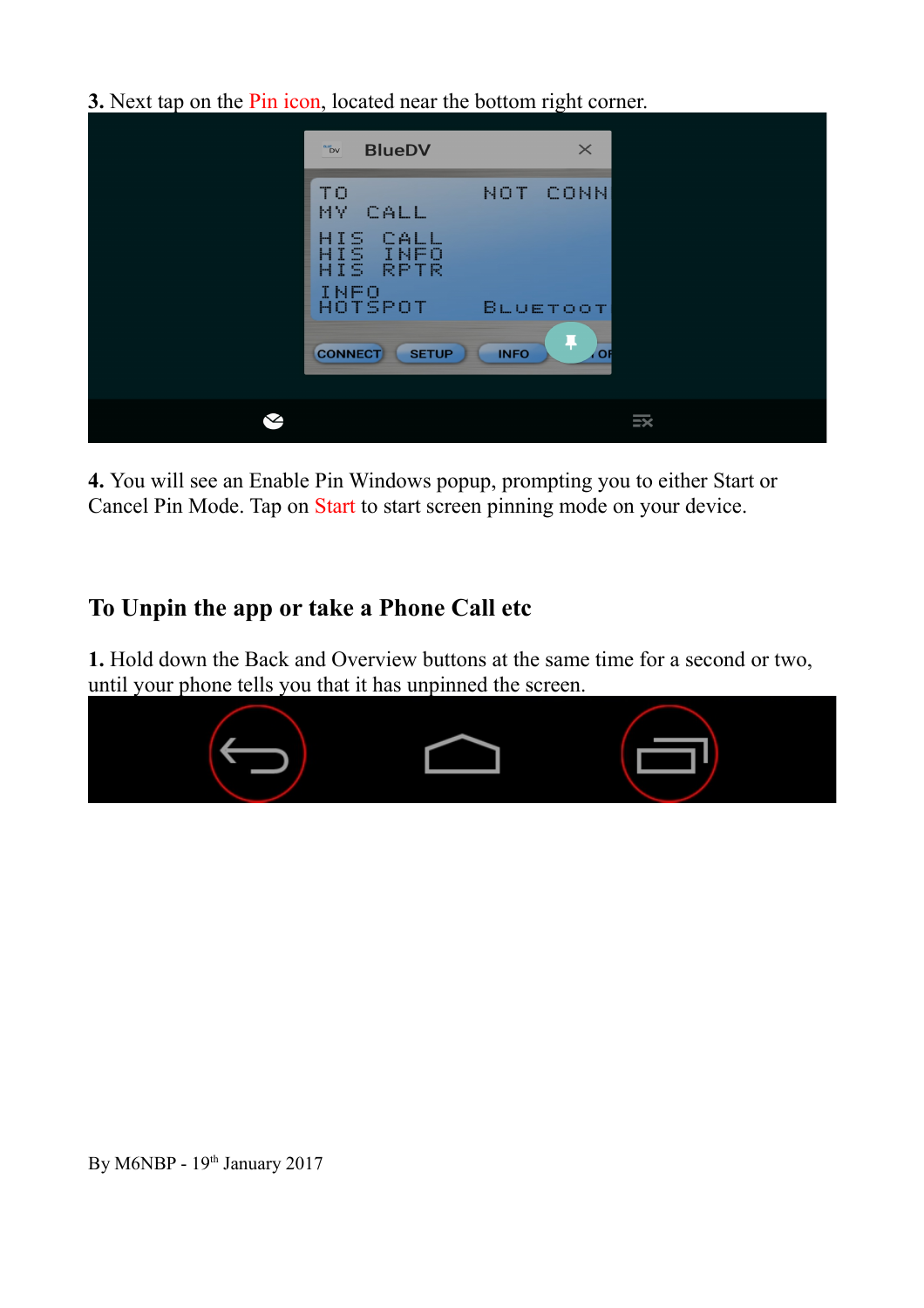**3.** Next tap on the Pin icon, located near the bottom right corner.

**4.** You will see an Enable Pin Windows popup, prompting you to either Start or Cancel Pin Mode. Tap on Start to start screen pinning mode on your device.

## To Unpin the app or take a Phone Call etc

**1.** Hold down the Back and Overview buttons at the same time for a second or two, until your phone tells you that it has unpinned the screen.

By M6NBP - 19th January 2017